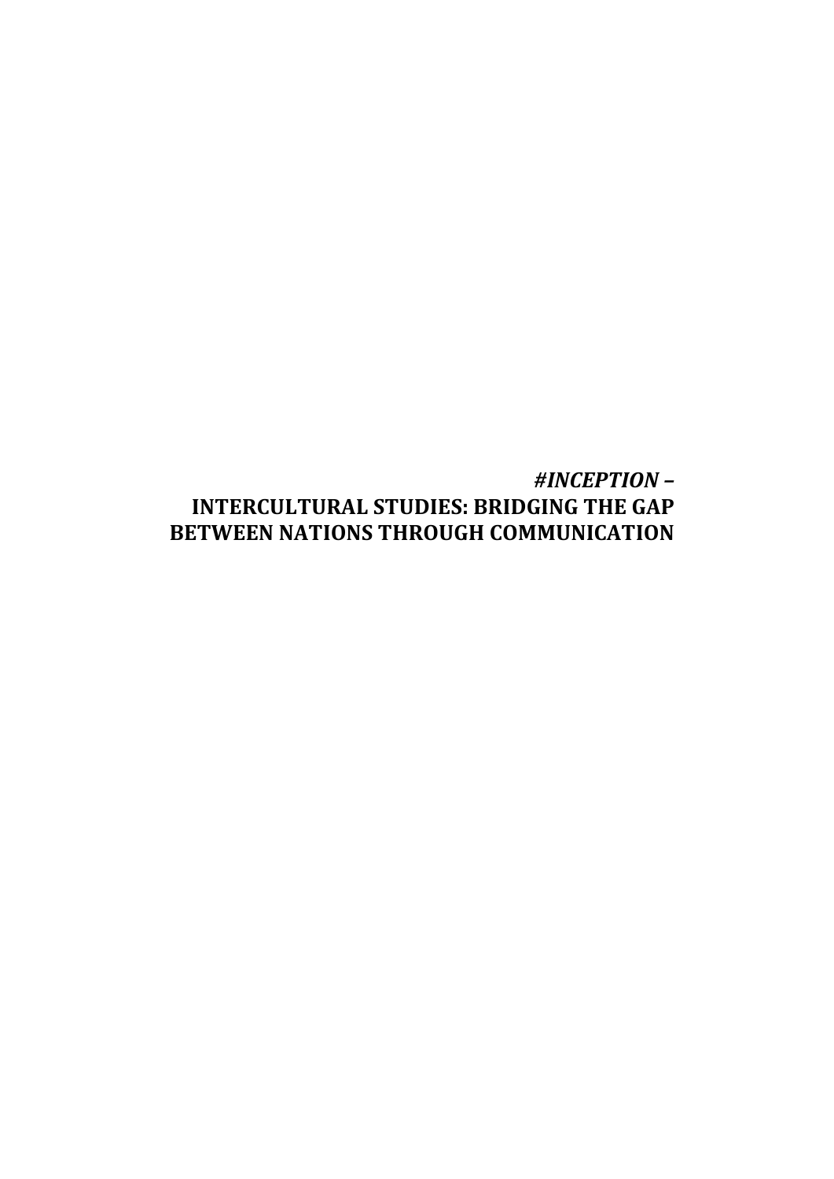# ***#INCEPTION* – INTERCULTURAL STUDIES: BRIDGING THE GAP BETWEEN NATIONS THROUGH COMMUNICATION**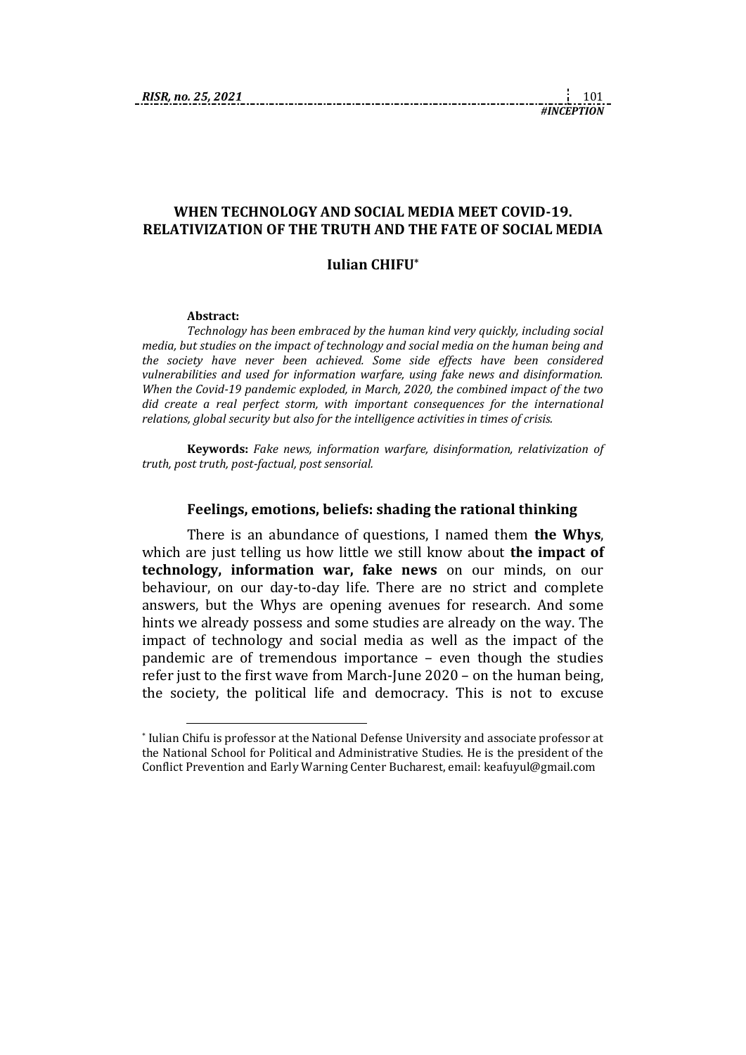## WHEN TECHNOLOGY AND SOCIAL MEDIA MEET COVID-19. RELATIVIZATION OF THE TRUTH AND THE FATE OF SOCIAL MEDIA

### Iulian CHIFU*

**Abstract:**

*Technology has been embraced by the human kind very quickly, including social media, but studies on the impact of technology and social media on the human being and the society have never been achieved. Some side effects have been considered vulnerabilities and used for information warfare, using fake news and disinformation. When the Covid-19 pandemic exploded, in March, 2020, the combined impact of the two did create a real perfect storm, with important consequences for the international relations, global security but also for the intelligence activities in times of crisis.*

**Keywords:** *Fake news, information warfare, disinformation, relativization of truth, post truth, post-factual, post sensorial.*

### Feelings, emotions, beliefs: shading the rational thinking

There is an abundance of questions, I named them **the Whys**, which are just telling us how little we still know about **the impact of technology, information war, fake news** on our minds, on our behaviour, on our day-to-day life. There are no strict and complete answers, but the Whys are opening avenues for research. And some hints we already possess and some studies are already on the way. The impact of technology and social media as well as the impact of the pandemic are of tremendous importance – even though the studies refer just to the first wave from March-June 2020 – on the human being, the society, the political life and democracy. This is not to excuse

---

* Iulian Chifu is professor at the National Defense University and associate professor at the National School for Political and Administrative Studies. He is the president of the Conflict Prevention and Early Warning Center Bucharest, email: keafuyul@gmail.com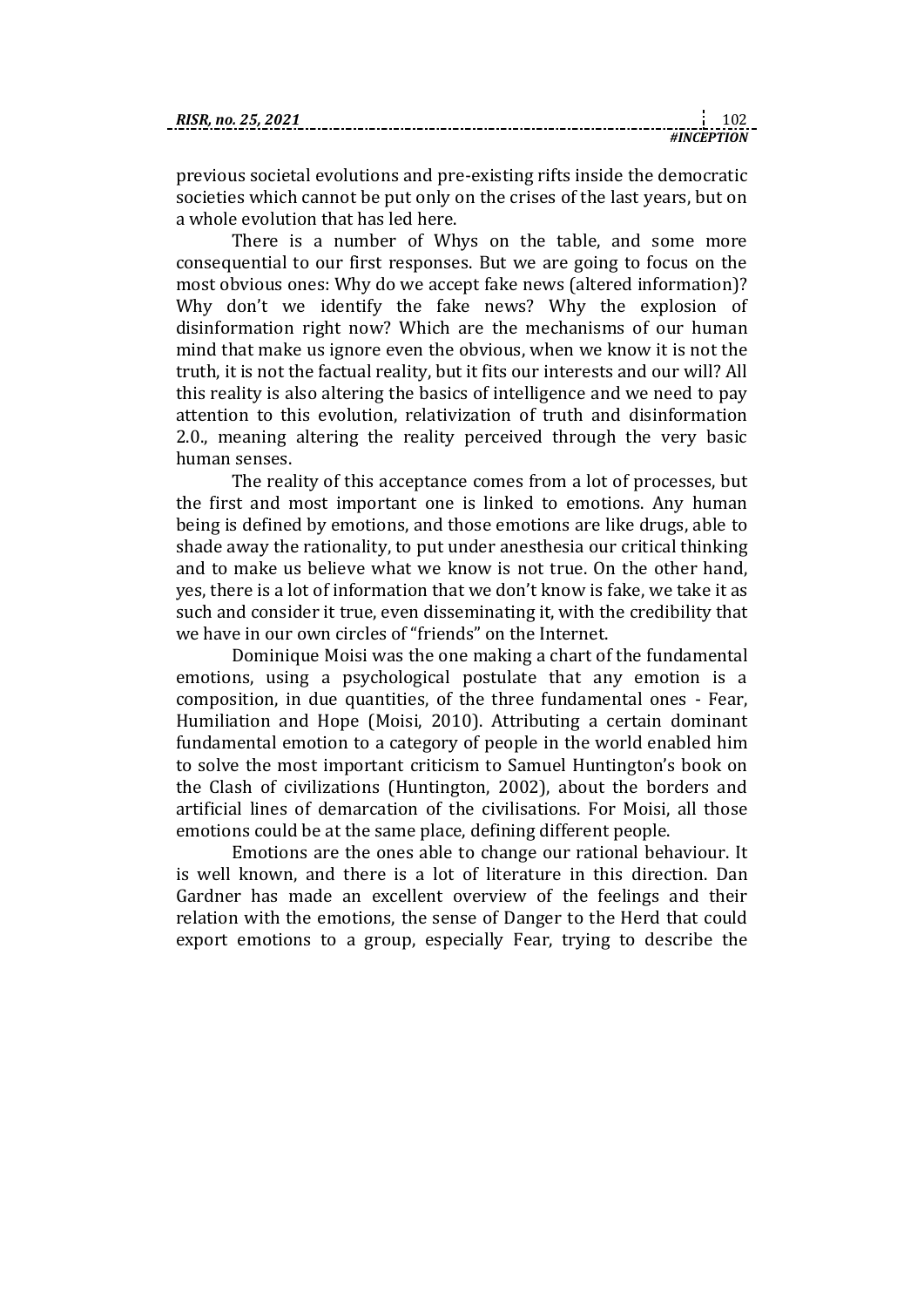previous societal evolutions and pre-existing rifts inside the democratic societies which cannot be put only on the crises of the last years, but on a whole evolution that has led here.

There is a number of Whys on the table, and some more consequential to our first responses. But we are going to focus on the most obvious ones: Why do we accept fake news (altered information)? Why don't we identify the fake news? Why the explosion of disinformation right now? Which are the mechanisms of our human mind that make us ignore even the obvious, when we know it is not the truth, it is not the factual reality, but it fits our interests and our will? All this reality is also altering the basics of intelligence and we need to pay attention to this evolution, relativization of truth and disinformation 2.0., meaning altering the reality perceived through the very basic human senses.

The reality of this acceptance comes from a lot of processes, but the first and most important one is linked to emotions. Any human being is defined by emotions, and those emotions are like drugs, able to shade away the rationality, to put under anesthesia our critical thinking and to make us believe what we know is not true. On the other hand, yes, there is a lot of information that we don't know is fake, we take it as such and consider it true, even disseminating it, with the credibility that we have in our own circles of "friends" on the Internet.

Dominique Moisi was the one making a chart of the fundamental emotions, using a psychological postulate that any emotion is a composition, in due quantities, of the three fundamental ones - Fear, Humiliation and Hope (Moisi, 2010). Attributing a certain dominant fundamental emotion to a category of people in the world enabled him to solve the most important criticism to Samuel Huntington's book on the Clash of civilizations (Huntington, 2002), about the borders and artificial lines of demarcation of the civilisations. For Moisi, all those emotions could be at the same place, defining different people.

Emotions are the ones able to change our rational behaviour. It is well known, and there is a lot of literature in this direction. Dan Gardner has made an excellent overview of the feelings and their relation with the emotions, the sense of Danger to the Herd that could export emotions to a group, especially Fear, trying to describe the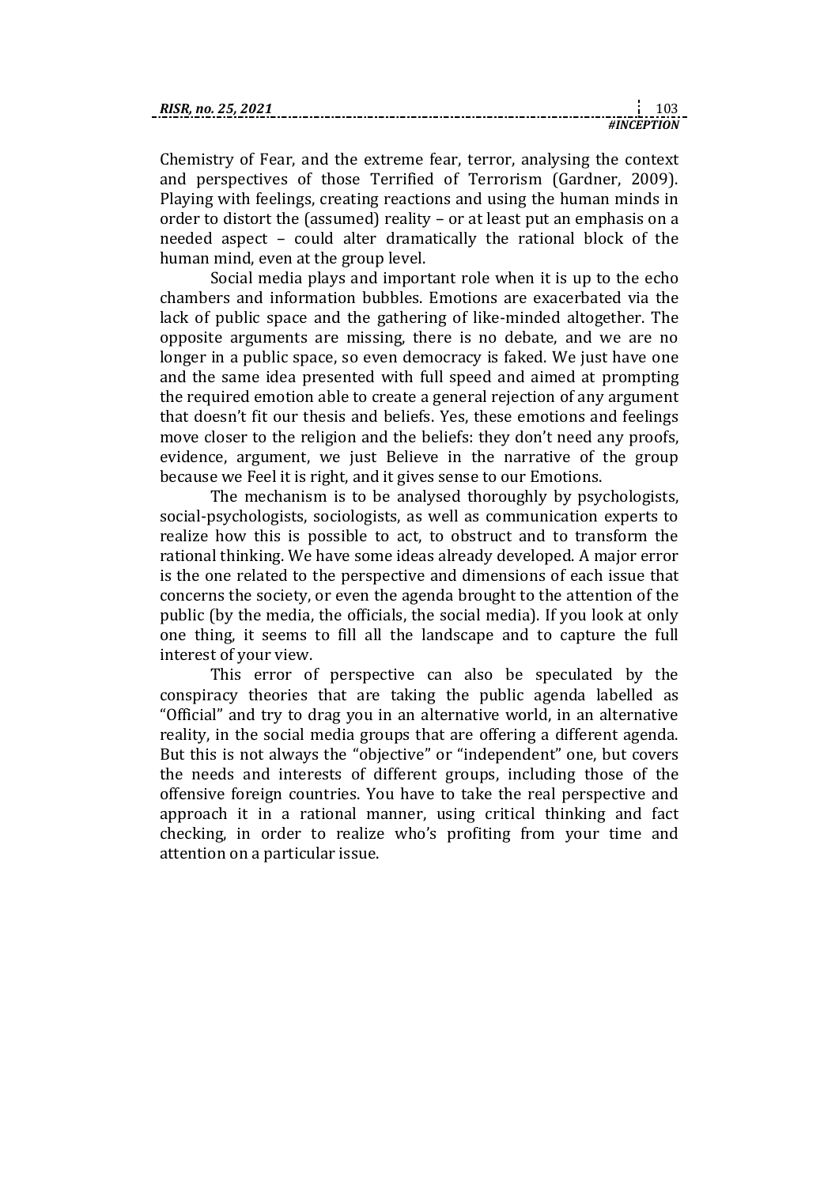Chemistry of Fear, and the extreme fear, terror, analysing the context and perspectives of those Terrified of Terrorism (Gardner, 2009). Playing with feelings, creating reactions and using the human minds in order to distort the (assumed) reality – or at least put an emphasis on a needed aspect – could alter dramatically the rational block of the human mind, even at the group level.

Social media plays and important role when it is up to the echo chambers and information bubbles. Emotions are exacerbated via the lack of public space and the gathering of like-minded altogether. The opposite arguments are missing, there is no debate, and we are no longer in a public space, so even democracy is faked. We just have one and the same idea presented with full speed and aimed at prompting the required emotion able to create a general rejection of any argument that doesn't fit our thesis and beliefs. Yes, these emotions and feelings move closer to the religion and the beliefs: they don't need any proofs, evidence, argument, we just Believe in the narrative of the group because we Feel it is right, and it gives sense to our Emotions.

The mechanism is to be analysed thoroughly by psychologists, social-psychologists, sociologists, as well as communication experts to realize how this is possible to act, to obstruct and to transform the rational thinking. We have some ideas already developed. A major error is the one related to the perspective and dimensions of each issue that concerns the society, or even the agenda brought to the attention of the public (by the media, the officials, the social media). If you look at only one thing, it seems to fill all the landscape and to capture the full interest of your view.

This error of perspective can also be speculated by the conspiracy theories that are taking the public agenda labelled as "Official" and try to drag you in an alternative world, in an alternative reality, in the social media groups that are offering a different agenda. But this is not always the "objective" or "independent" one, but covers the needs and interests of different groups, including those of the offensive foreign countries. You have to take the real perspective and approach it in a rational manner, using critical thinking and fact checking, in order to realize who's profiting from your time and attention on a particular issue.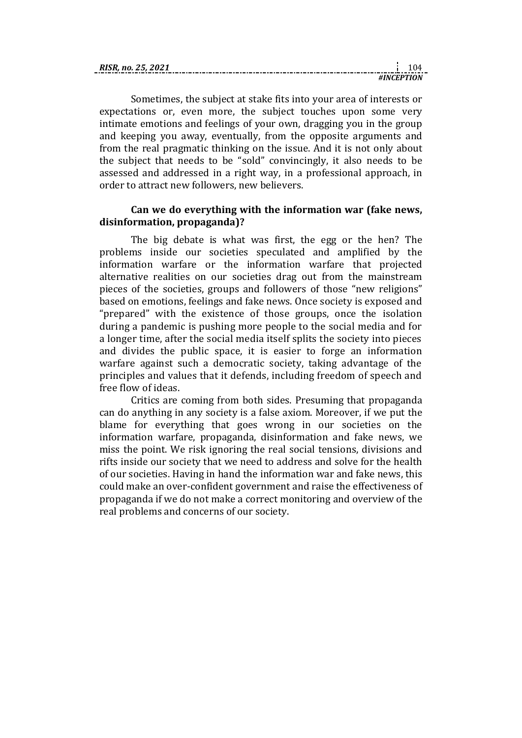Sometimes, the subject at stake fits into your area of interests or expectations or, even more, the subject touches upon some very intimate emotions and feelings of your own, dragging you in the group and keeping you away, eventually, from the opposite arguments and from the real pragmatic thinking on the issue. And it is not only about the subject that needs to be "sold" convincingly, it also needs to be assessed and addressed in a right way, in a professional approach, in order to attract new followers, new believers.

### Can we do everything with the information war (fake news, disinformation, propaganda)?

The big debate is what was first, the egg or the hen? The problems inside our societies speculated and amplified by the information warfare or the information warfare that projected alternative realities on our societies drag out from the mainstream pieces of the societies, groups and followers of those "new religions" based on emotions, feelings and fake news. Once society is exposed and "prepared" with the existence of those groups, once the isolation during a pandemic is pushing more people to the social media and for a longer time, after the social media itself splits the society into pieces and divides the public space, it is easier to forge an information warfare against such a democratic society, taking advantage of the principles and values that it defends, including freedom of speech and free flow of ideas.

Critics are coming from both sides. Presuming that propaganda can do anything in any society is a false axiom. Moreover, if we put the blame for everything that goes wrong in our societies on the information warfare, propaganda, disinformation and fake news, we miss the point. We risk ignoring the real social tensions, divisions and rifts inside our society that we need to address and solve for the health of our societies. Having in hand the information war and fake news, this could make an over-confident government and raise the effectiveness of propaganda if we do not make a correct monitoring and overview of the real problems and concerns of our society.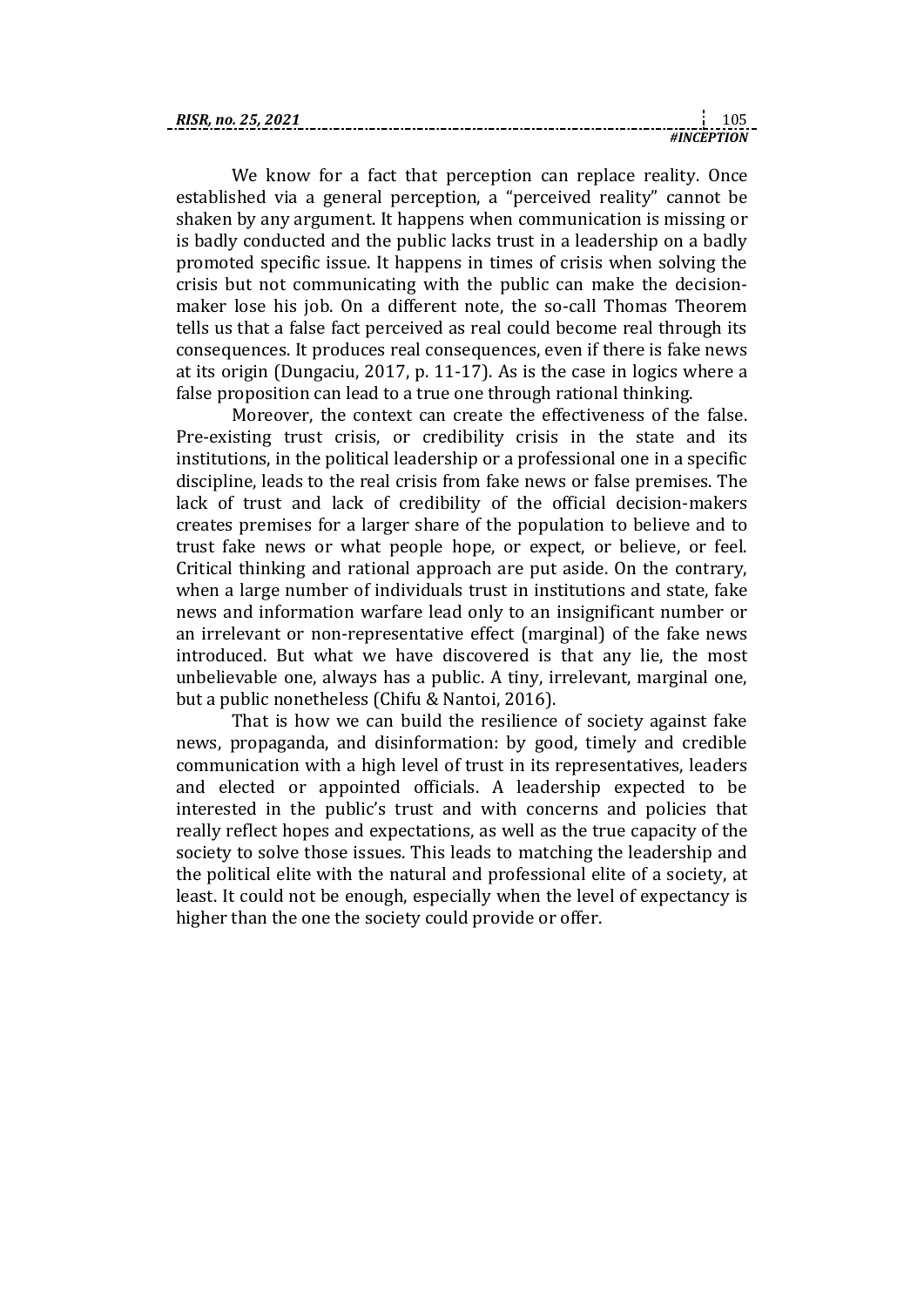We know for a fact that perception can replace reality. Once established via a general perception, a "perceived reality" cannot be shaken by any argument. It happens when communication is missing or is badly conducted and the public lacks trust in a leadership on a badly promoted specific issue. It happens in times of crisis when solving the crisis but not communicating with the public can make the decision-maker lose his job. On a different note, the so-call Thomas Theorem tells us that a false fact perceived as real could become real through its consequences. It produces real consequences, even if there is fake news at its origin (Dungaciu, 2017, p. 11-17). As is the case in logics where a false proposition can lead to a true one through rational thinking.

Moreover, the context can create the effectiveness of the false. Pre-existing trust crisis, or credibility crisis in the state and its institutions, in the political leadership or a professional one in a specific discipline, leads to the real crisis from fake news or false premises. The lack of trust and lack of credibility of the official decision-makers creates premises for a larger share of the population to believe and to trust fake news or what people hope, or expect, or believe, or feel. Critical thinking and rational approach are put aside. On the contrary, when a large number of individuals trust in institutions and state, fake news and information warfare lead only to an insignificant number or an irrelevant or non-representative effect (marginal) of the fake news introduced. But what we have discovered is that any lie, the most unbelievable one, always has a public. A tiny, irrelevant, marginal one, but a public nonetheless (Chifu & Nantoi, 2016).

That is how we can build the resilience of society against fake news, propaganda, and disinformation: by good, timely and credible communication with a high level of trust in its representatives, leaders and elected or appointed officials. A leadership expected to be interested in the public's trust and with concerns and policies that really reflect hopes and expectations, as well as the true capacity of the society to solve those issues. This leads to matching the leadership and the political elite with the natural and professional elite of a society, at least. It could not be enough, especially when the level of expectancy is higher than the one the society could provide or offer.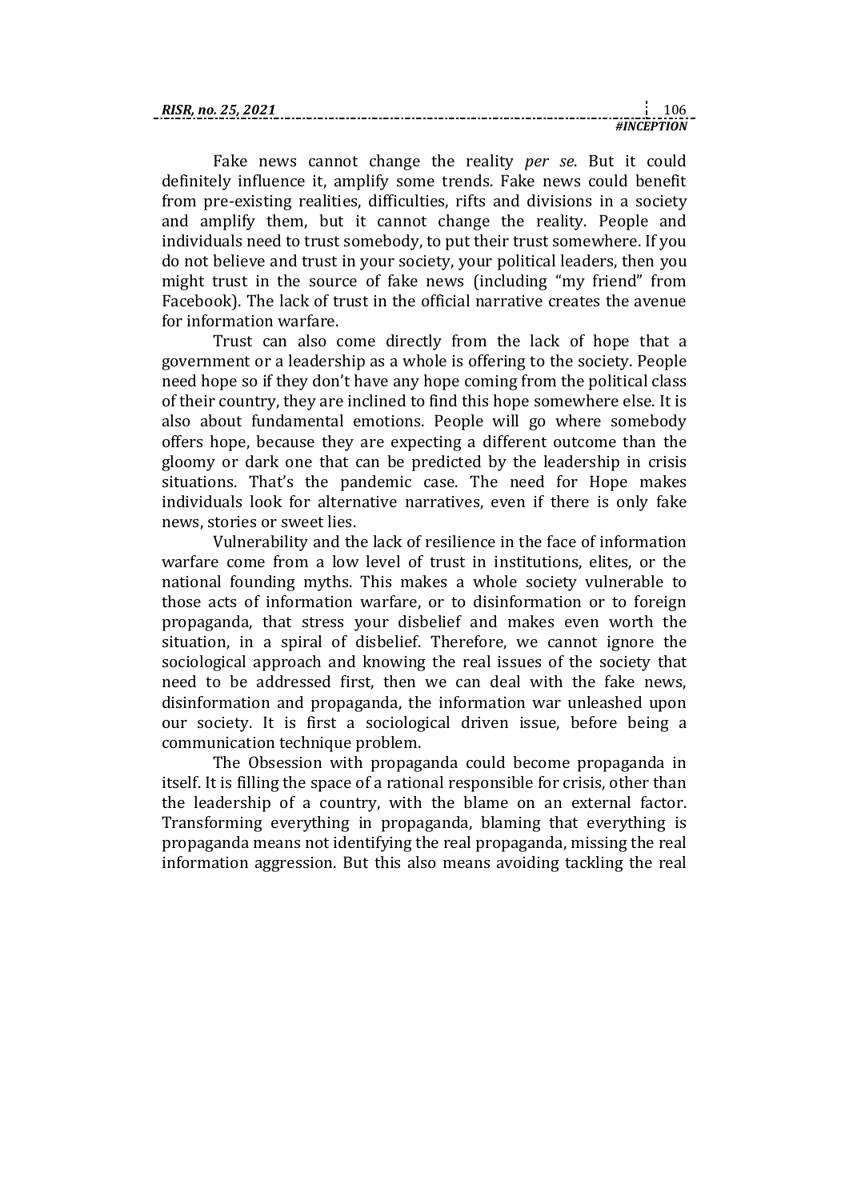Fake news cannot change the reality *per se*. But it could definitely influence it, amplify some trends. Fake news could benefit from pre-existing realities, difficulties, rifts and divisions in a society and amplify them, but it cannot change the reality. People and individuals need to trust somebody, to put their trust somewhere. If you do not believe and trust in your society, your political leaders, then you might trust in the source of fake news (including "my friend" from Facebook). The lack of trust in the official narrative creates the avenue for information warfare.

Trust can also come directly from the lack of hope that a government or a leadership as a whole is offering to the society. People need hope so if they don't have any hope coming from the political class of their country, they are inclined to find this hope somewhere else. It is also about fundamental emotions. People will go where somebody offers hope, because they are expecting a different outcome than the gloomy or dark one that can be predicted by the leadership in crisis situations. That's the pandemic case. The need for Hope makes individuals look for alternative narratives, even if there is only fake news, stories or sweet lies.

Vulnerability and the lack of resilience in the face of information warfare come from a low level of trust in institutions, elites, or the national founding myths. This makes a whole society vulnerable to those acts of information warfare, or to disinformation or to foreign propaganda, that stress your disbelief and makes even worth the situation, in a spiral of disbelief. Therefore, we cannot ignore the sociological approach and knowing the real issues of the society that need to be addressed first, then we can deal with the fake news, disinformation and propaganda, the information war unleashed upon our society. It is first a sociological driven issue, before being a communication technique problem.

The Obsession with propaganda could become propaganda in itself. It is filling the space of a rational responsible for crisis, other than the leadership of a country, with the blame on an external factor. Transforming everything in propaganda, blaming that everything is propaganda means not identifying the real propaganda, missing the real information aggression. But this also means avoiding tackling the real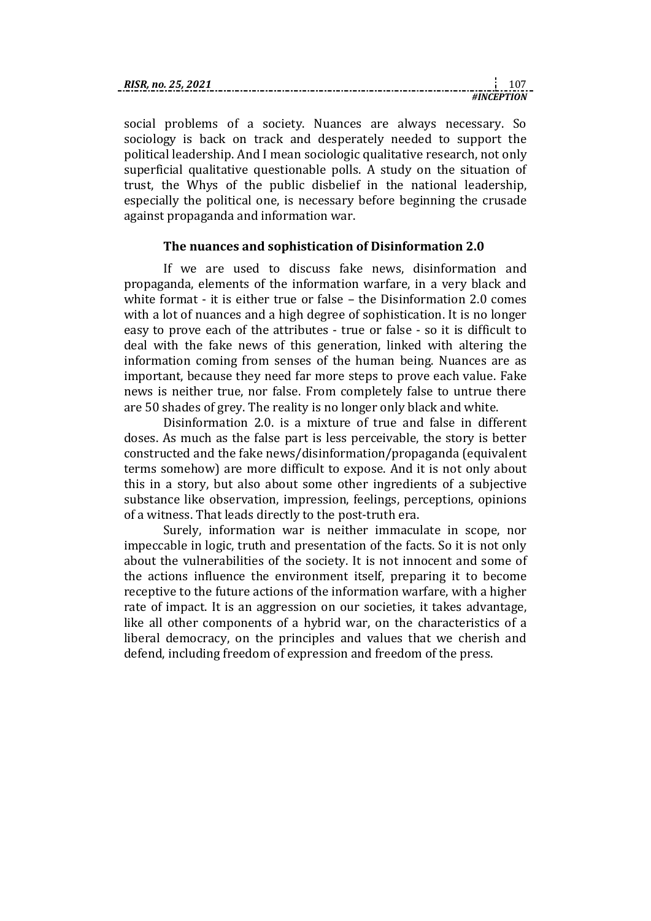social problems of a society. Nuances are always necessary. So sociology is back on track and desperately needed to support the political leadership. And I mean sociologic qualitative research, not only superficial qualitative questionable polls. A study on the situation of trust, the Whys of the public disbelief in the national leadership, especially the political one, is necessary before beginning the crusade against propaganda and information war.

### The nuances and sophistication of Disinformation 2.0

If we are used to discuss fake news, disinformation and propaganda, elements of the information warfare, in a very black and white format - it is either true or false – the Disinformation 2.0 comes with a lot of nuances and a high degree of sophistication. It is no longer easy to prove each of the attributes - true or false - so it is difficult to deal with the fake news of this generation, linked with altering the information coming from senses of the human being. Nuances are as important, because they need far more steps to prove each value. Fake news is neither true, nor false. From completely false to untrue there are 50 shades of grey. The reality is no longer only black and white.

Disinformation 2.0. is a mixture of true and false in different doses. As much as the false part is less perceivable, the story is better constructed and the fake news/disinformation/propaganda (equivalent terms somehow) are more difficult to expose. And it is not only about this in a story, but also about some other ingredients of a subjective substance like observation, impression, feelings, perceptions, opinions of a witness. That leads directly to the post-truth era.

Surely, information war is neither immaculate in scope, nor impeccable in logic, truth and presentation of the facts. So it is not only about the vulnerabilities of the society. It is not innocent and some of the actions influence the environment itself, preparing it to become receptive to the future actions of the information warfare, with a higher rate of impact. It is an aggression on our societies, it takes advantage, like all other components of a hybrid war, on the characteristics of a liberal democracy, on the principles and values that we cherish and defend, including freedom of expression and freedom of the press.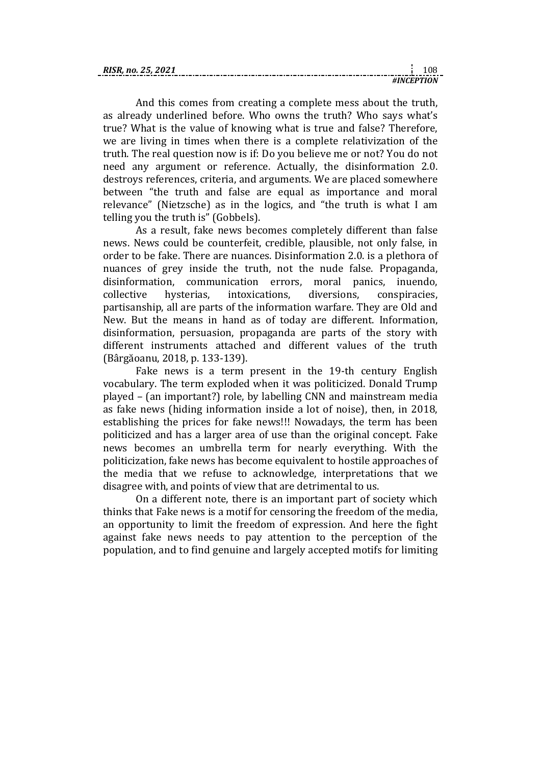And this comes from creating a complete mess about the truth, as already underlined before. Who owns the truth? Who says what's true? What is the value of knowing what is true and false? Therefore, we are living in times when there is a complete relativization of the truth. The real question now is if: Do you believe me or not? You do not need any argument or reference. Actually, the disinformation 2.0. destroys references, criteria, and arguments. We are placed somewhere between "the truth and false are equal as importance and moral relevance" (Nietzsche) as in the logics, and "the truth is what I am telling you the truth is" (Gobbels).

As a result, fake news becomes completely different than false news. News could be counterfeit, credible, plausible, not only false, in order to be fake. There are nuances. Disinformation 2.0. is a plethora of nuances of grey inside the truth, not the nude false. Propaganda, disinformation, communication errors, moral panics, inuendo, collective hysterias, intoxications, diversions, conspiracies, partisanship, all are parts of the information warfare. They are Old and New. But the means in hand as of today are different. Information, disinformation, persuasion, propaganda are parts of the story with different instruments attached and different values of the truth (Bârgăoanu, 2018, p. 133-139).

Fake news is a term present in the 19-th century English vocabulary. The term exploded when it was politicized. Donald Trump played – (an important?) role, by labelling CNN and mainstream media as fake news (hiding information inside a lot of noise), then, in 2018, establishing the prices for fake news!!! Nowadays, the term has been politicized and has a larger area of use than the original concept. Fake news becomes an umbrella term for nearly everything. With the politicization, fake news has become equivalent to hostile approaches of the media that we refuse to acknowledge, interpretations that we disagree with, and points of view that are detrimental to us.

On a different note, there is an important part of society which thinks that Fake news is a motif for censoring the freedom of the media, an opportunity to limit the freedom of expression. And here the fight against fake news needs to pay attention to the perception of the population, and to find genuine and largely accepted motifs for limiting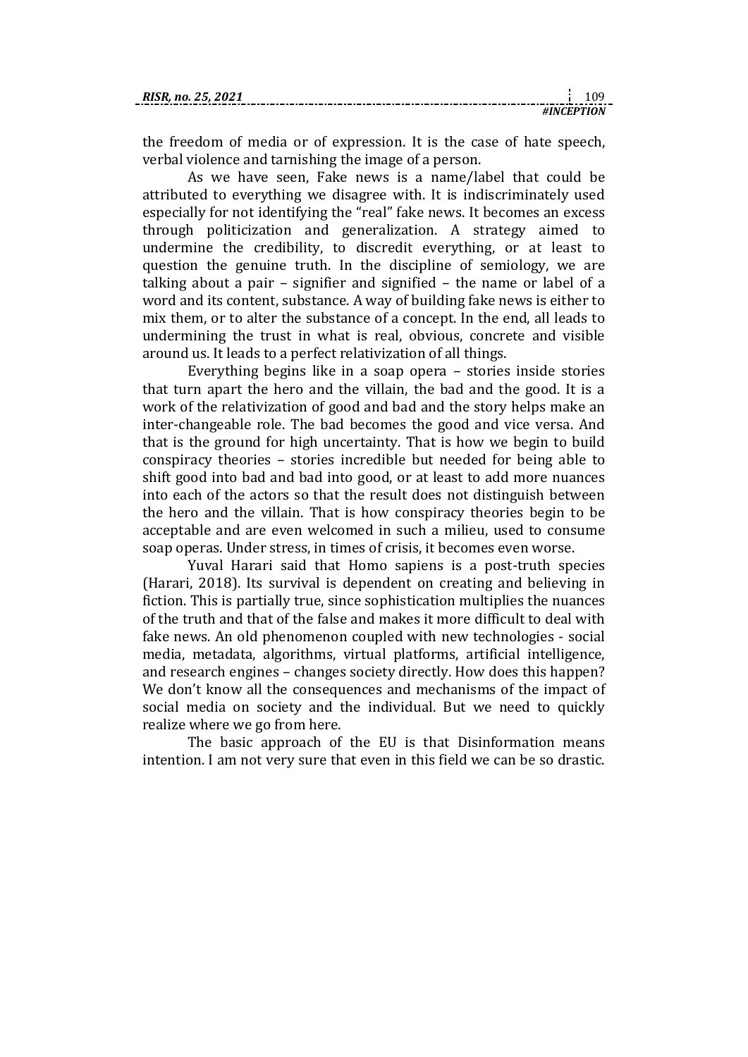the freedom of media or of expression. It is the case of hate speech, verbal violence and tarnishing the image of a person.

As we have seen, Fake news is a name/label that could be attributed to everything we disagree with. It is indiscriminately used especially for not identifying the "real" fake news. It becomes an excess through politicization and generalization. A strategy aimed to undermine the credibility, to discredit everything, or at least to question the genuine truth. In the discipline of semiology, we are talking about a pair – signifier and signified – the name or label of a word and its content, substance. A way of building fake news is either to mix them, or to alter the substance of a concept. In the end, all leads to undermining the trust in what is real, obvious, concrete and visible around us. It leads to a perfect relativization of all things.

Everything begins like in a soap opera – stories inside stories that turn apart the hero and the villain, the bad and the good. It is a work of the relativization of good and bad and the story helps make an inter-changeable role. The bad becomes the good and vice versa. And that is the ground for high uncertainty. That is how we begin to build conspiracy theories – stories incredible but needed for being able to shift good into bad and bad into good, or at least to add more nuances into each of the actors so that the result does not distinguish between the hero and the villain. That is how conspiracy theories begin to be acceptable and are even welcomed in such a milieu, used to consume soap operas. Under stress, in times of crisis, it becomes even worse.

Yuval Harari said that Homo sapiens is a post-truth species (Harari, 2018). Its survival is dependent on creating and believing in fiction. This is partially true, since sophistication multiplies the nuances of the truth and that of the false and makes it more difficult to deal with fake news. An old phenomenon coupled with new technologies - social media, metadata, algorithms, virtual platforms, artificial intelligence, and research engines – changes society directly. How does this happen? We don't know all the consequences and mechanisms of the impact of social media on society and the individual. But we need to quickly realize where we go from here.

The basic approach of the EU is that Disinformation means intention. I am not very sure that even in this field we can be so drastic.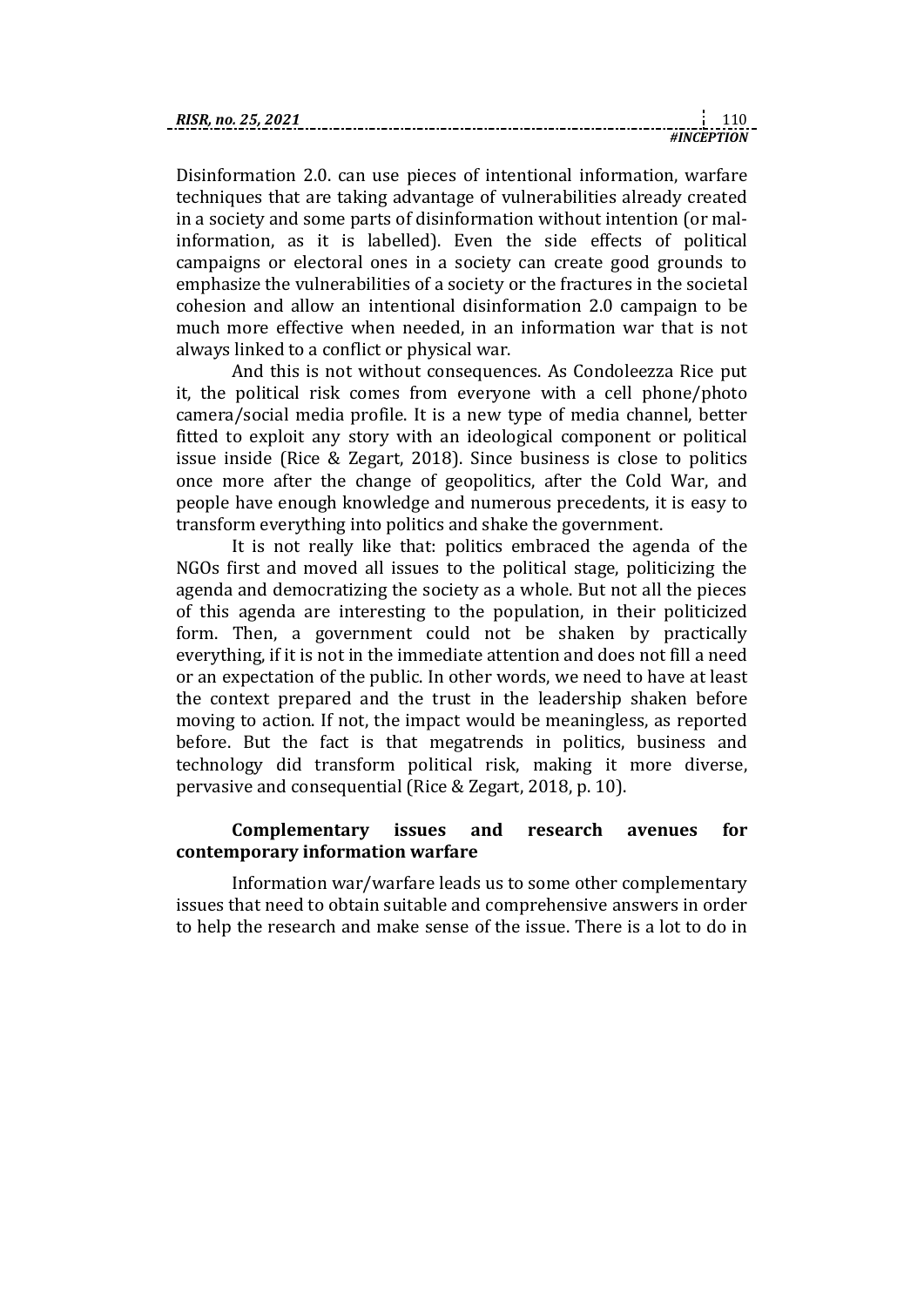Disinformation 2.0. can use pieces of intentional information, warfare techniques that are taking advantage of vulnerabilities already created in a society and some parts of disinformation without intention (or mal-information, as it is labelled). Even the side effects of political campaigns or electoral ones in a society can create good grounds to emphasize the vulnerabilities of a society or the fractures in the societal cohesion and allow an intentional disinformation 2.0 campaign to be much more effective when needed, in an information war that is not always linked to a conflict or physical war.

And this is not without consequences. As Condoleezza Rice put it, the political risk comes from everyone with a cell phone/photo camera/social media profile. It is a new type of media channel, better fitted to exploit any story with an ideological component or political issue inside (Rice & Zegart, 2018). Since business is close to politics once more after the change of geopolitics, after the Cold War, and people have enough knowledge and numerous precedents, it is easy to transform everything into politics and shake the government.

It is not really like that: politics embraced the agenda of the NGOs first and moved all issues to the political stage, politicizing the agenda and democratizing the society as a whole. But not all the pieces of this agenda are interesting to the population, in their politicized form. Then, a government could not be shaken by practically everything, if it is not in the immediate attention and does not fill a need or an expectation of the public. In other words, we need to have at least the context prepared and the trust in the leadership shaken before moving to action. If not, the impact would be meaningless, as reported before. But the fact is that megatrends in politics, business and technology did transform political risk, making it more diverse, pervasive and consequential (Rice & Zegart, 2018, p. 10).

## Complementary issues and research avenues for contemporary information warfare

Information war/warfare leads us to some other complementary issues that need to obtain suitable and comprehensive answers in order to help the research and make sense of the issue. There is a lot to do in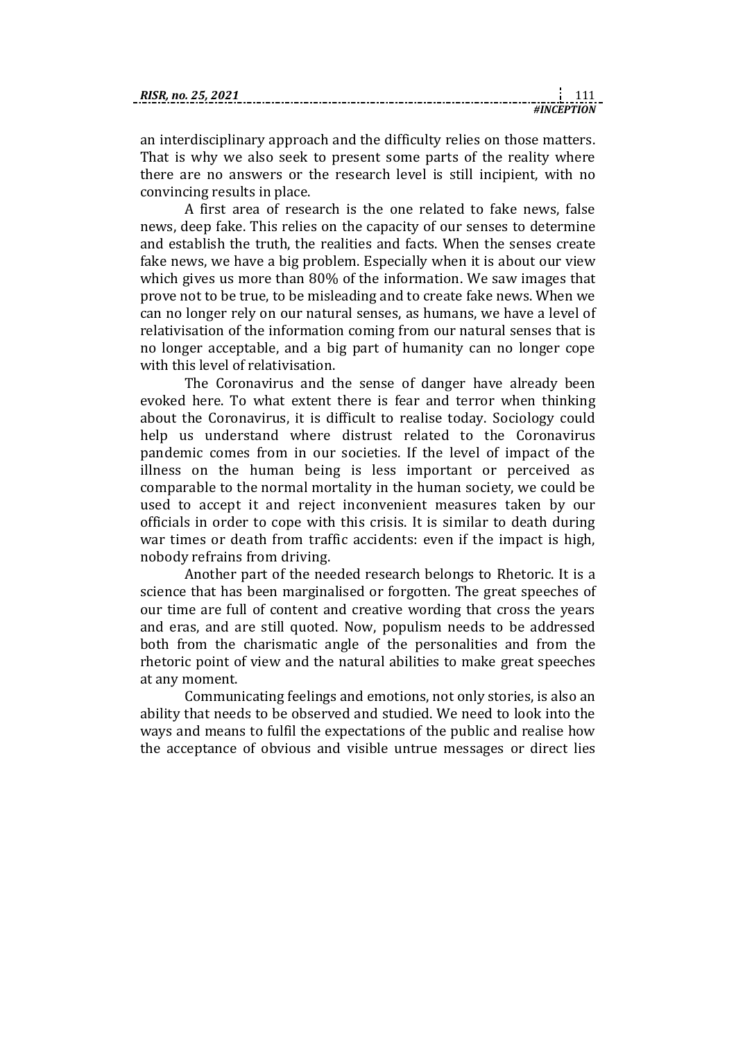an interdisciplinary approach and the difficulty relies on those matters. That is why we also seek to present some parts of the reality where there are no answers or the research level is still incipient, with no convincing results in place.

A first area of research is the one related to fake news, false news, deep fake. This relies on the capacity of our senses to determine and establish the truth, the realities and facts. When the senses create fake news, we have a big problem. Especially when it is about our view which gives us more than 80% of the information. We saw images that prove not to be true, to be misleading and to create fake news. When we can no longer rely on our natural senses, as humans, we have a level of relativisation of the information coming from our natural senses that is no longer acceptable, and a big part of humanity can no longer cope with this level of relativisation.

The Coronavirus and the sense of danger have already been evoked here. To what extent there is fear and terror when thinking about the Coronavirus, it is difficult to realise today. Sociology could help us understand where distrust related to the Coronavirus pandemic comes from in our societies. If the level of impact of the illness on the human being is less important or perceived as comparable to the normal mortality in the human society, we could be used to accept it and reject inconvenient measures taken by our officials in order to cope with this crisis. It is similar to death during war times or death from traffic accidents: even if the impact is high, nobody refrains from driving.

Another part of the needed research belongs to Rhetoric. It is a science that has been marginalised or forgotten. The great speeches of our time are full of content and creative wording that cross the years and eras, and are still quoted. Now, populism needs to be addressed both from the charismatic angle of the personalities and from the rhetoric point of view and the natural abilities to make great speeches at any moment.

Communicating feelings and emotions, not only stories, is also an ability that needs to be observed and studied. We need to look into the ways and means to fulfil the expectations of the public and realise how the acceptance of obvious and visible untrue messages or direct lies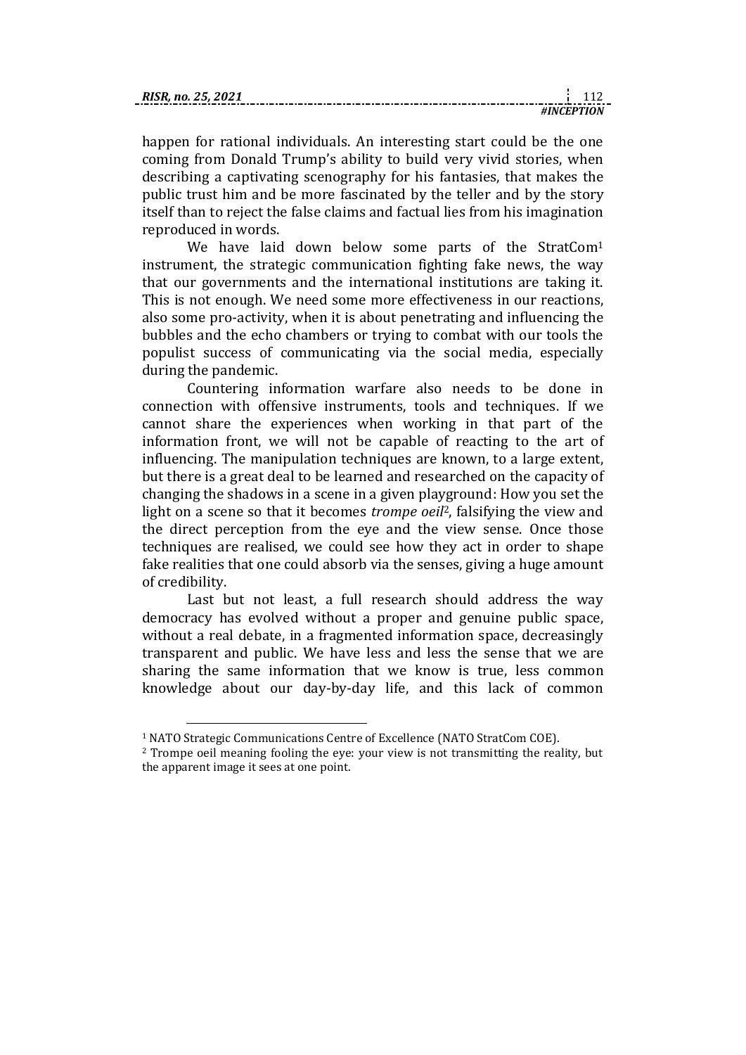happen for rational individuals. An interesting start could be the one coming from Donald Trump's ability to build very vivid stories, when describing a captivating scenography for his fantasies, that makes the public trust him and be more fascinated by the teller and by the story itself than to reject the false claims and factual lies from his imagination reproduced in words.

We have laid down below some parts of the StratCom[1] instrument, the strategic communication fighting fake news, the way that our governments and the international institutions are taking it. This is not enough. We need some more effectiveness in our reactions, also some pro-activity, when it is about penetrating and influencing the bubbles and the echo chambers or trying to combat with our tools the populist success of communicating via the social media, especially during the pandemic.

Countering information warfare also needs to be done in connection with offensive instruments, tools and techniques. If we cannot share the experiences when working in that part of the information front, we will not be capable of reacting to the art of influencing. The manipulation techniques are known, to a large extent, but there is a great deal to be learned and researched on the capacity of changing the shadows in a scene in a given playground: How you set the light on a scene so that it becomes *trompe oeil*[2], falsifying the view and the direct perception from the eye and the view sense. Once those techniques are realised, we could see how they act in order to shape fake realities that one could absorb via the senses, giving a huge amount of credibility.

Last but not least, a full research should address the way democracy has evolved without a proper and genuine public space, without a real debate, in a fragmented information space, decreasingly transparent and public. We have less and less the sense that we are sharing the same information that we know is true, less common knowledge about our day-by-day life, and this lack of common

---

[1] NATO Strategic Communications Centre of Excellence (NATO StratCom COE).

[2] Trompe oeil meaning fooling the eye: your view is not transmitting the reality, but the apparent image it sees at one point.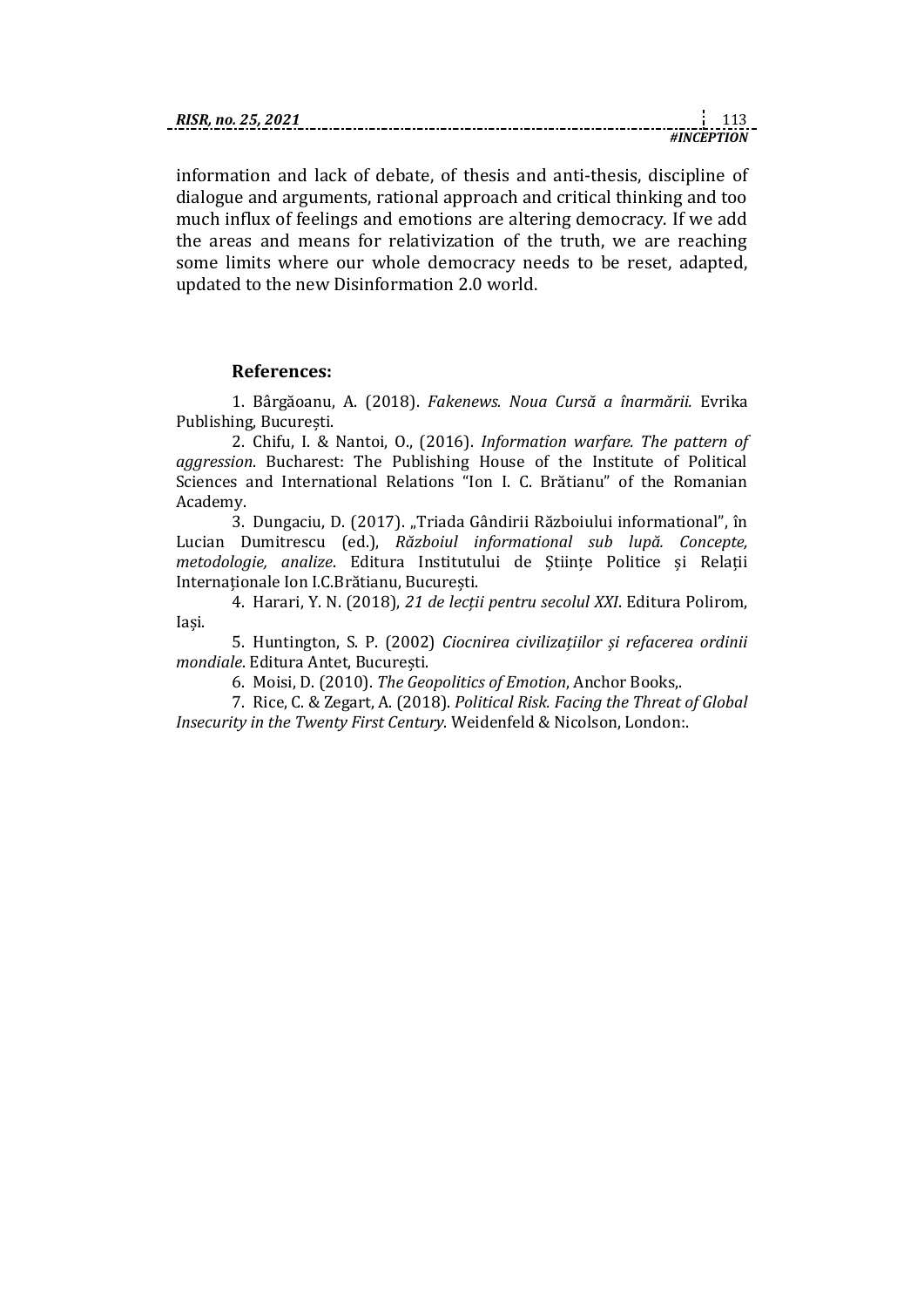information and lack of debate, of thesis and anti-thesis, discipline of dialogue and arguments, rational approach and critical thinking and too much influx of feelings and emotions are altering democracy. If we add the areas and means for relativization of the truth, we are reaching some limits where our whole democracy needs to be reset, adapted, updated to the new Disinformation 2.0 world.

## References:

1. Bârgăoanu, A. (2018). *Fakenews. Noua Cursă a înarmării.* Evrika Publishing, București.
2. Chifu, I. & Nantoi, O., (2016). *Information warfare. The pattern of aggression*. Bucharest: The Publishing House of the Institute of Political Sciences and International Relations "Ion I. C. Brătianu" of the Romanian Academy.
3. Dungaciu, D. (2017). „Triada Gândirii Războiului informational", în Lucian Dumitrescu (ed.), *Războiul informational sub lupă. Concepte, metodologie, analize*. Editura Institutului de Științe Politice și Relații Internaționale Ion I.C.Brătianu, București.
4. Harari, Y. N. (2018), *21 de lecții pentru secolul XXI*. Editura Polirom, Iași.
5. Huntington, S. P. (2002) *Ciocnirea civilizațiilor și refacerea ordinii mondiale*. Editura Antet, București.
6. Moisi, D. (2010). *The Geopolitics of Emotion*, Anchor Books,.
7. Rice, C. & Zegart, A. (2018). *Political Risk. Facing the Threat of Global Insecurity in the Twenty First Century*. Weidenfeld & Nicolson, London:.